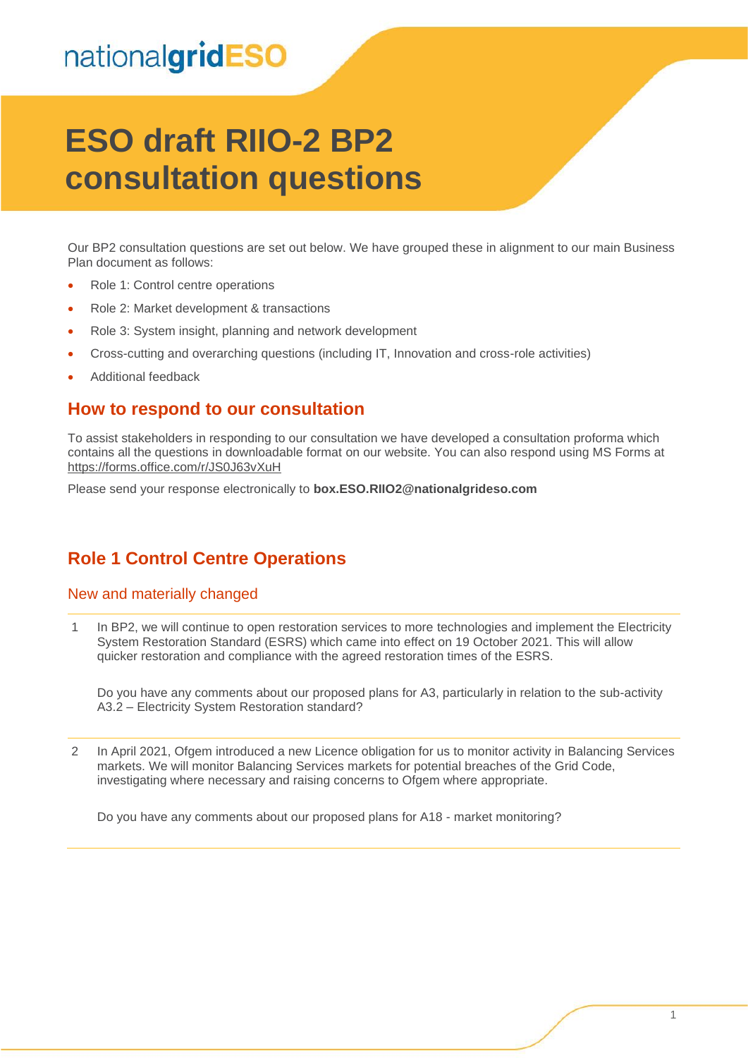nationalgridESO

# ESO draft RIIO-2 BP2 consultation questions

Our BP2 consultation questions are set out below. We have grouped these in alignment to our main Business Plan document as follows:

- Role 1: Control centre operations
- Role 2: Market development & transactions
- Role 3: System insight, planning and network development
- Cross-cutting and overarching questions (including IT, Innovation and cross-role activities)
- Additional feedback

## How to respond to our consultation

To assist stakeholders in responding to our consultation we have developed a consultation proforma which contains all the questions in downloadable format on our website. You can also respond using MS Forms at https://forms.office.com/r/JS0J63vXuH

Please send your response electronically to **box.ESO.RIIO2@nationalgrideso.com**

## Role 1 Control Centre Operations

### New and materially changed

1. In BP2, we will continue to open restoration services to more technologies and implement the Electricity System Restoration Standard (ESRS) which came into effect on 19 October 2021. This will allow quicker restoration and compliance with the agreed restoration times of the ESRS.

   Do you have any comments about our proposed plans for A3, particularly in relation to the sub-activity A3.2 – Electricity System Restoration standard?

2. In April 2021, Ofgem introduced a new Licence obligation for us to monitor activity in Balancing Services markets. We will monitor Balancing Services markets for potential breaches of the Grid Code, investigating where necessary and raising concerns to Ofgem where appropriate.

   Do you have any comments about our proposed plans for A18 - market monitoring?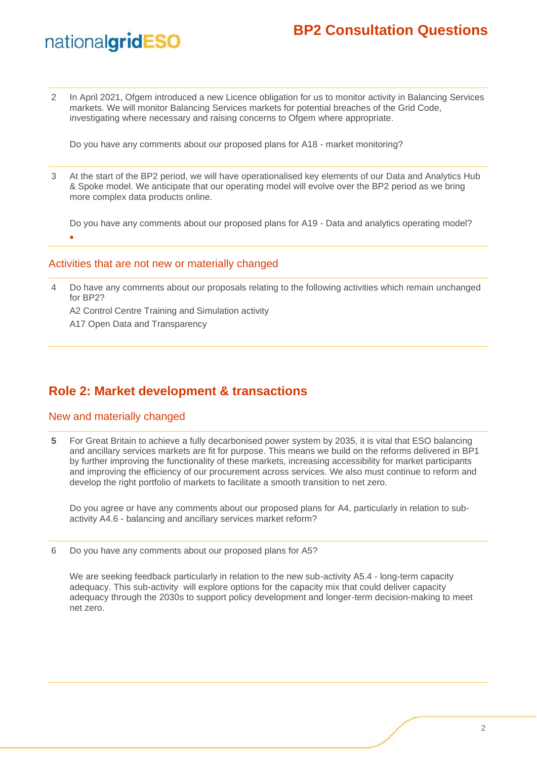2 In April 2021, Ofgem introduced a new Licence obligation for us to monitor activity in Balancing Services markets. We will monitor Balancing Services markets for potential breaches of the Grid Code, investigating where necessary and raising concerns to Ofgem where appropriate.

Do you have any comments about our proposed plans for A18 - market monitoring?

3 At the start of the BP2 period, we will have operationalised key elements of our Data and Analytics Hub & Spoke model. We anticipate that our operating model will evolve over the BP2 period as we bring more complex data products online.

Do you have any comments about our proposed plans for A19 - Data and analytics operating model?

-

### Activities that are not new or materially changed

4 Do have any comments about our proposals relating to the following activities which remain unchanged for BP2?

A2 Control Centre Training and Simulation activity

A17 Open Data and Transparency

## Role 2: Market development & transactions

### New and materially changed

**5** For Great Britain to achieve a fully decarbonised power system by 2035, it is vital that ESO balancing and ancillary services markets are fit for purpose. This means we build on the reforms delivered in BP1 by further improving the functionality of these markets, increasing accessibility for market participants and improving the efficiency of our procurement across services. We also must continue to reform and develop the right portfolio of markets to facilitate a smooth transition to net zero.

Do you agree or have any comments about our proposed plans for A4, particularly in relation to sub-activity A4.6 - balancing and ancillary services market reform?

6 Do you have any comments about our proposed plans for A5?

We are seeking feedback particularly in relation to the new sub-activity A5.4 - long-term capacity adequacy. This sub-activity will explore options for the capacity mix that could deliver capacity adequacy through the 2030s to support policy development and longer-term decision-making to meet net zero.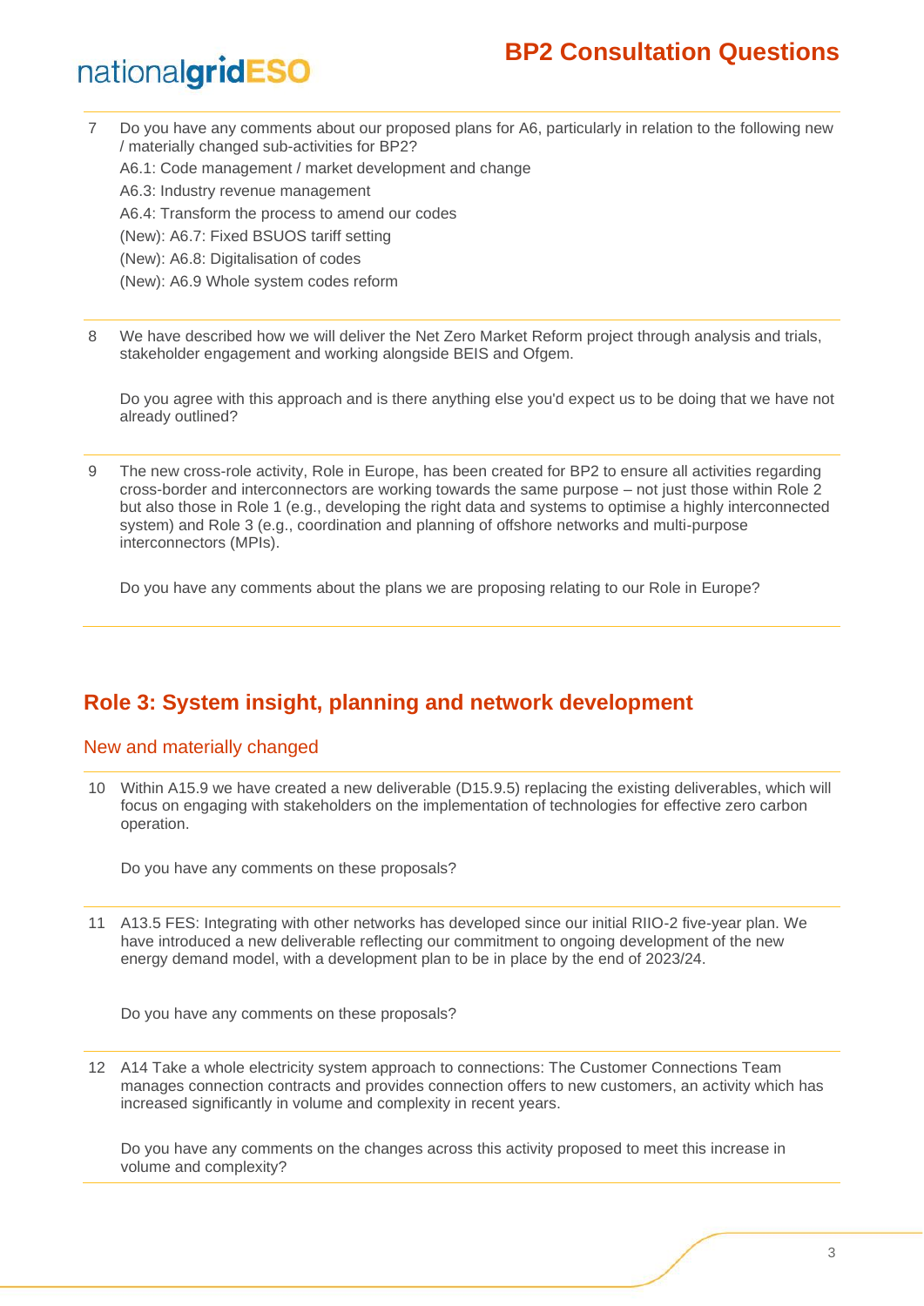7 Do you have any comments about our proposed plans for A6, particularly in relation to the following new / materially changed sub-activities for BP2?

A6.1: Code management / market development and change

A6.3: Industry revenue management

A6.4: Transform the process to amend our codes

(New): A6.7: Fixed BSUOS tariff setting

(New): A6.8: Digitalisation of codes

(New): A6.9 Whole system codes reform

---

8 We have described how we will deliver the Net Zero Market Reform project through analysis and trials, stakeholder engagement and working alongside BEIS and Ofgem.

Do you agree with this approach and is there anything else you'd expect us to be doing that we have not already outlined?

---

9 The new cross-role activity, Role in Europe, has been created for BP2 to ensure all activities regarding cross-border and interconnectors are working towards the same purpose – not just those within Role 2 but also those in Role 1 (e.g., developing the right data and systems to optimise a highly interconnected system) and Role 3 (e.g., coordination and planning of offshore networks and multi-purpose interconnectors (MPIs).

Do you have any comments about the plans we are proposing relating to our Role in Europe?

## Role 3: System insight, planning and network development

### New and materially changed

10 Within A15.9 we have created a new deliverable (D15.9.5) replacing the existing deliverables, which will focus on engaging with stakeholders on the implementation of technologies for effective zero carbon operation.

Do you have any comments on these proposals?

---

11 A13.5 FES: Integrating with other networks has developed since our initial RIIO-2 five-year plan. We have introduced a new deliverable reflecting our commitment to ongoing development of the new energy demand model, with a development plan to be in place by the end of 2023/24.

Do you have any comments on these proposals?

---

12 A14 Take a whole electricity system approach to connections: The Customer Connections Team manages connection contracts and provides connection offers to new customers, an activity which has increased significantly in volume and complexity in recent years.

Do you have any comments on the changes across this activity proposed to meet this increase in volume and complexity?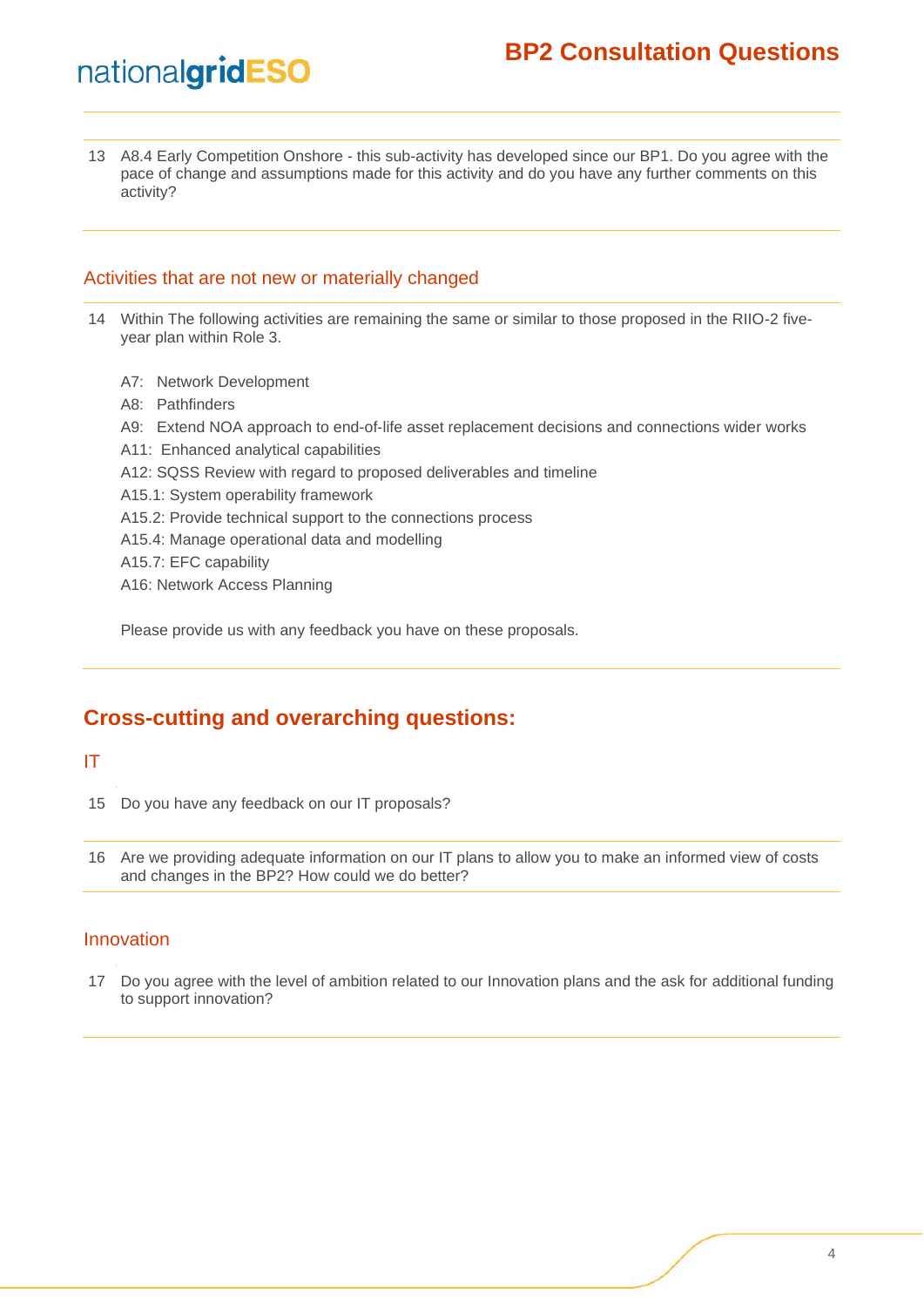13 A8.4 Early Competition Onshore - this sub-activity has developed since our BP1. Do you agree with the pace of change and assumptions made for this activity and do you have any further comments on this activity?

## Activities that are not new or materially changed

14 Within The following activities are remaining the same or similar to those proposed in the RIIO-2 five-year plan within Role 3.

A7: Network Development
A8: Pathfinders
A9: Extend NOA approach to end-of-life asset replacement decisions and connections wider works
A11: Enhanced analytical capabilities
A12: SQSS Review with regard to proposed deliverables and timeline
A15.1: System operability framework
A15.2: Provide technical support to the connections process
A15.4: Manage operational data and modelling
A15.7: EFC capability
A16: Network Access Planning

Please provide us with any feedback you have on these proposals.

# Cross-cutting and overarching questions:

## IT

15 Do you have any feedback on our IT proposals?

16 Are we providing adequate information on our IT plans to allow you to make an informed view of costs and changes in the BP2? How could we do better?

## Innovation

17 Do you agree with the level of ambition related to our Innovation plans and the ask for additional funding to support innovation?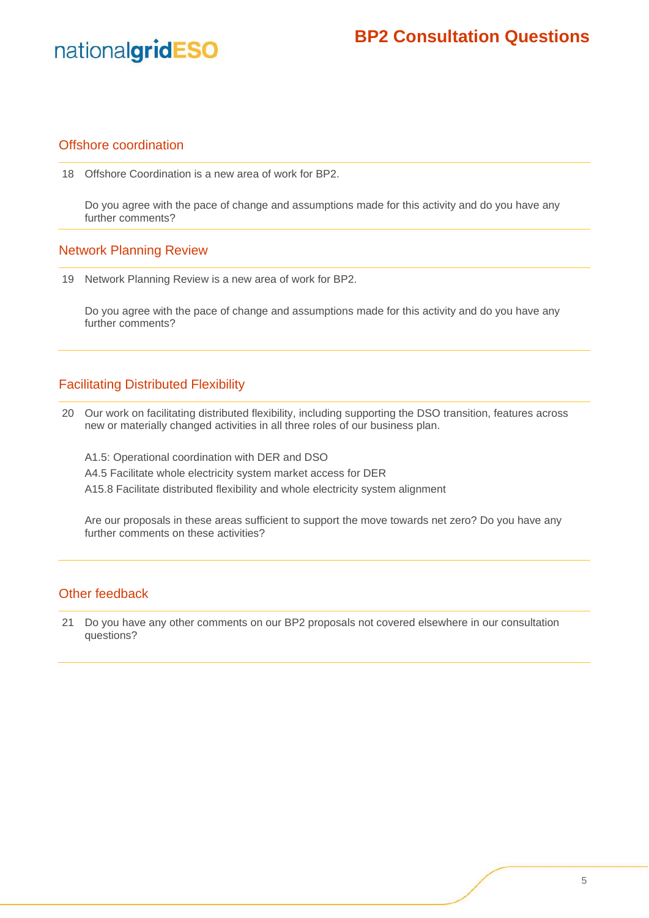## Offshore coordination

18 Offshore Coordination is a new area of work for BP2.

Do you agree with the pace of change and assumptions made for this activity and do you have any further comments?

## Network Planning Review

19 Network Planning Review is a new area of work for BP2.

Do you agree with the pace of change and assumptions made for this activity and do you have any further comments?

## Facilitating Distributed Flexibility

20 Our work on facilitating distributed flexibility, including supporting the DSO transition, features across new or materially changed activities in all three roles of our business plan.

A1.5: Operational coordination with DER and DSO

A4.5 Facilitate whole electricity system market access for DER

A15.8 Facilitate distributed flexibility and whole electricity system alignment

Are our proposals in these areas sufficient to support the move towards net zero? Do you have any further comments on these activities?

## Other feedback

21 Do you have any other comments on our BP2 proposals not covered elsewhere in our consultation questions?